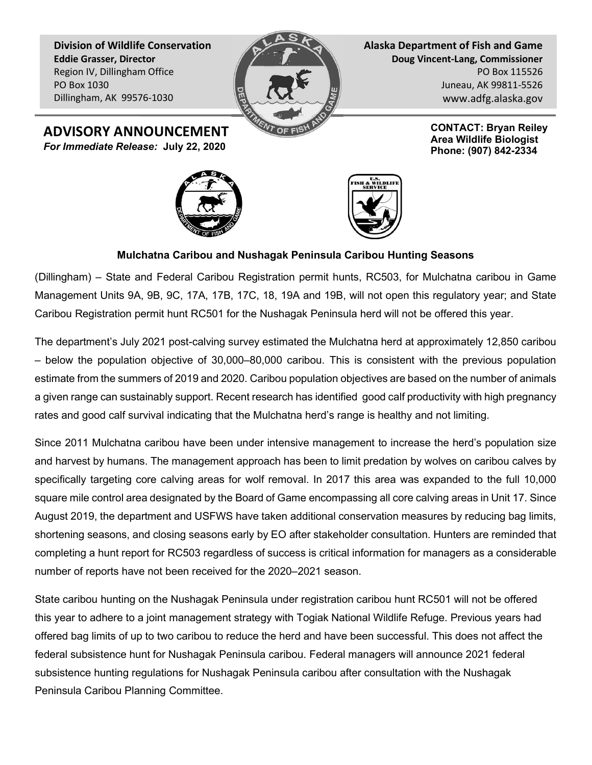**Division of Wildlife Conservation**
**Eddie Grasser, Director**
Region IV, Dillingham Office
PO Box 1030
Dillingham, AK 99576-1030

**Alaska Department of Fish and Game**
**Doug Vincent-Lang, Commissioner**
PO Box 115526
Juneau, AK 99811-5526
www.adfg.alaska.gov

# ADVISORY ANNOUNCEMENT

***For Immediate Release:*** **July 22, 2020**

**CONTACT: Bryan Reiley**
**Area Wildlife Biologist**
**Phone: (907) 842-2334**

## Mulchatna Caribou and Nushagak Peninsula Caribou Hunting Seasons

(Dillingham) – State and Federal Caribou Registration permit hunts, RC503, for Mulchatna caribou in Game Management Units 9A, 9B, 9C, 17A, 17B, 17C, 18, 19A and 19B, will not open this regulatory year; and State Caribou Registration permit hunt RC501 for the Nushagak Peninsula herd will not be offered this year.

The department's July 2021 post-calving survey estimated the Mulchatna herd at approximately 12,850 caribou – below the population objective of 30,000–80,000 caribou. This is consistent with the previous population estimate from the summers of 2019 and 2020. Caribou population objectives are based on the number of animals a given range can sustainably support. Recent research has identified good calf productivity with high pregnancy rates and good calf survival indicating that the Mulchatna herd's range is healthy and not limiting.

Since 2011 Mulchatna caribou have been under intensive management to increase the herd's population size and harvest by humans. The management approach has been to limit predation by wolves on caribou calves by specifically targeting core calving areas for wolf removal. In 2017 this area was expanded to the full 10,000 square mile control area designated by the Board of Game encompassing all core calving areas in Unit 17. Since August 2019, the department and USFWS have taken additional conservation measures by reducing bag limits, shortening seasons, and closing seasons early by EO after stakeholder consultation. Hunters are reminded that completing a hunt report for RC503 regardless of success is critical information for managers as a considerable number of reports have not been received for the 2020–2021 season.

State caribou hunting on the Nushagak Peninsula under registration caribou hunt RC501 will not be offered this year to adhere to a joint management strategy with Togiak National Wildlife Refuge. Previous years had offered bag limits of up to two caribou to reduce the herd and have been successful. This does not affect the federal subsistence hunt for Nushagak Peninsula caribou. Federal managers will announce 2021 federal subsistence hunting regulations for Nushagak Peninsula caribou after consultation with the Nushagak Peninsula Caribou Planning Committee.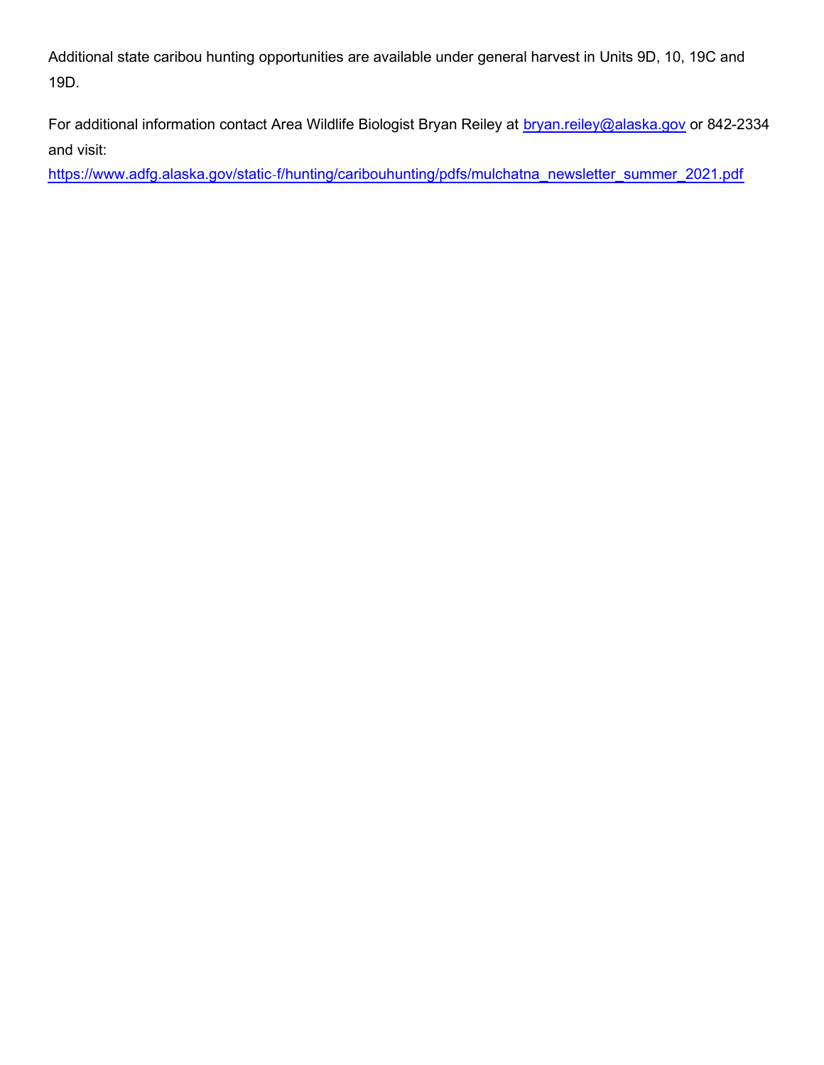Additional state caribou hunting opportunities are available under general harvest in Units 9D, 10, 19C and 19D.

For additional information contact Area Wildlife Biologist Bryan Reiley at [bryan.reiley@alaska.gov](mailto:bryan.reiley@alaska.gov) or 842-2334 and visit:
[https://www.adfg.alaska.gov/static-f/hunting/caribouhunting/pdfs/mulchatna_newsletter_summer_2021.pdf](https://www.adfg.alaska.gov/static-f/hunting/caribouhunting/pdfs/mulchatna_newsletter_summer_2021.pdf)